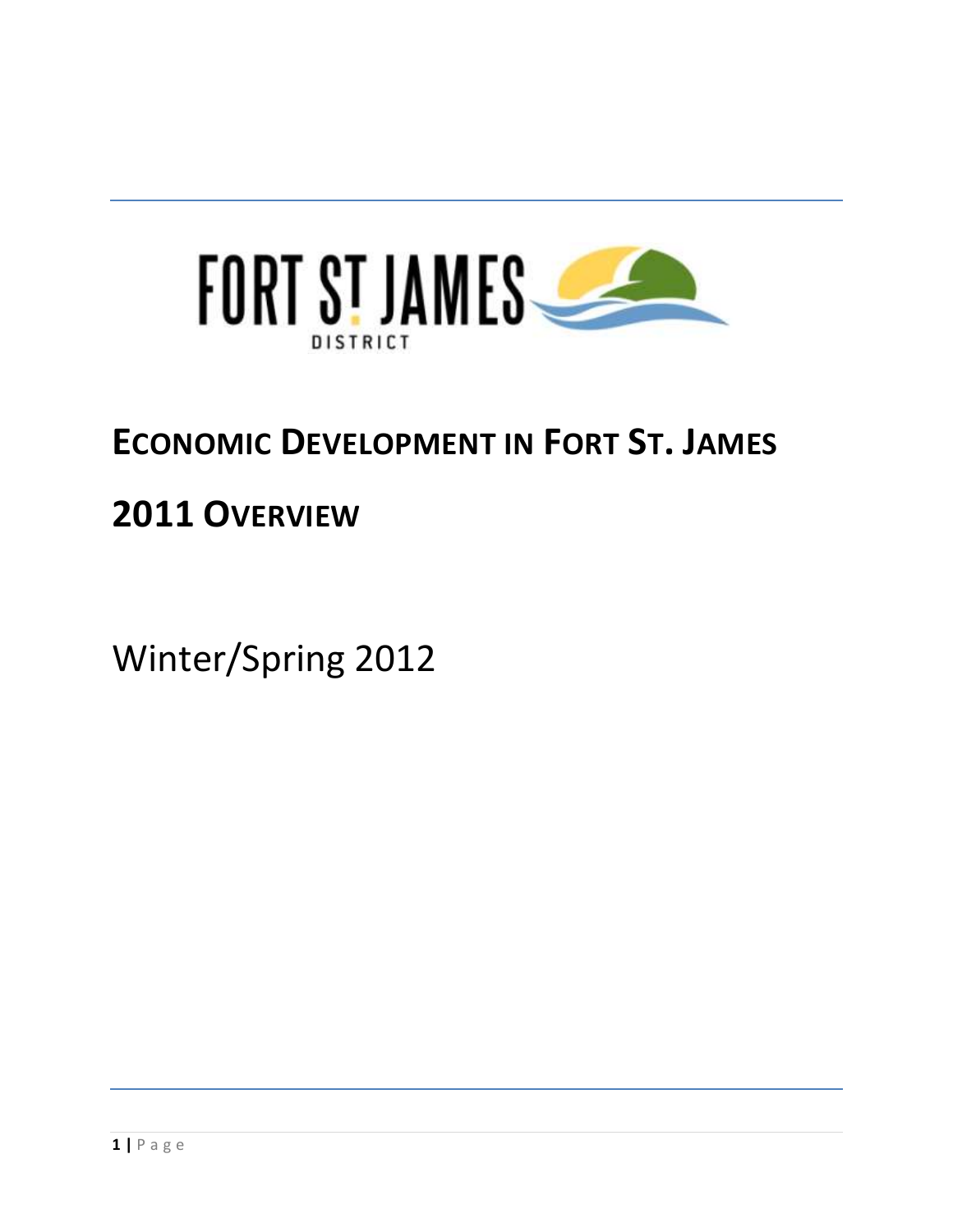FORT ST JAMES DISTRICT

# ECONOMIC DEVELOPMENT IN FORT ST. JAMES

# 2011 OVERVIEW

Winter/Spring 2012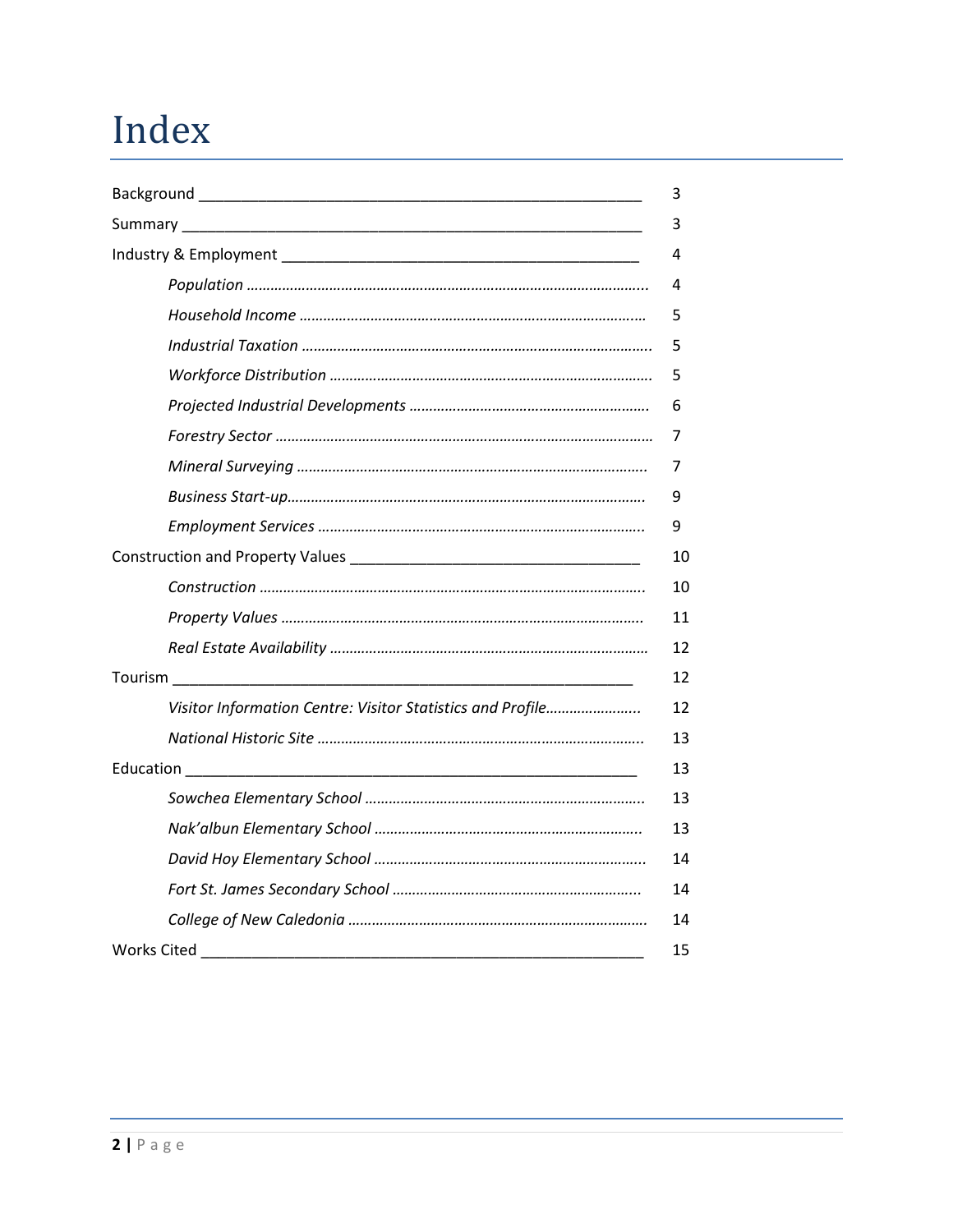# Index

| | |
|---|---|
| Background | 3 |
| Summary | 3 |
| Industry & Employment | 4 |
| *Population* | 4 |
| *Household Income* | 5 |
| *Industrial Taxation* | 5 |
| *Workforce Distribution* | 5 |
| *Projected Industrial Developments* | 6 |
| *Forestry Sector* | 7 |
| *Mineral Surveying* | 7 |
| *Business Start-up* | 9 |
| *Employment Services* | 9 |
| Construction and Property Values | 10 |
| *Construction* | 10 |
| *Property Values* | 11 |
| *Real Estate Availability* | 12 |
| Tourism | 12 |
| *Visitor Information Centre: Visitor Statistics and Profile* | 12 |
| *National Historic Site* | 13 |
| Education | 13 |
| *Sowchea Elementary School* | 13 |
| *Nak'albun Elementary School* | 13 |
| *David Hoy Elementary School* | 14 |
| *Fort St. James Secondary School* | 14 |
| *College of New Caledonia* | 14 |
| Works Cited | 15 |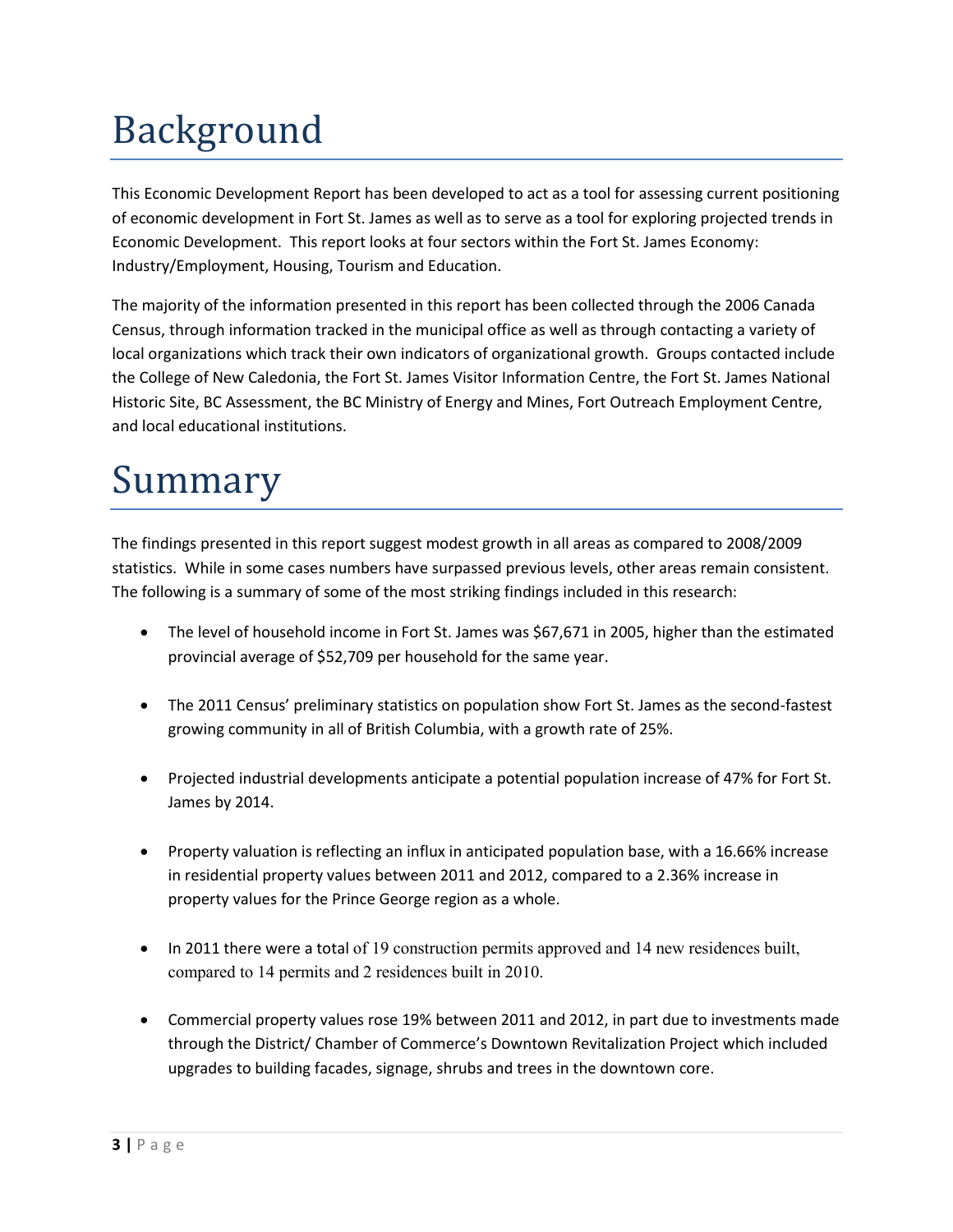# Background

This Economic Development Report has been developed to act as a tool for assessing current positioning of economic development in Fort St. James as well as to serve as a tool for exploring projected trends in Economic Development. This report looks at four sectors within the Fort St. James Economy: Industry/Employment, Housing, Tourism and Education.

The majority of the information presented in this report has been collected through the 2006 Canada Census, through information tracked in the municipal office as well as through contacting a variety of local organizations which track their own indicators of organizational growth. Groups contacted include the College of New Caledonia, the Fort St. James Visitor Information Centre, the Fort St. James National Historic Site, BC Assessment, the BC Ministry of Energy and Mines, Fort Outreach Employment Centre, and local educational institutions.

# Summary

The findings presented in this report suggest modest growth in all areas as compared to 2008/2009 statistics. While in some cases numbers have surpassed previous levels, other areas remain consistent. The following is a summary of some of the most striking findings included in this research:

- The level of household income in Fort St. James was $67,671 in 2005, higher than the estimated provincial average of $52,709 per household for the same year.
- The 2011 Census' preliminary statistics on population show Fort St. James as the second-fastest growing community in all of British Columbia, with a growth rate of 25%.
- Projected industrial developments anticipate a potential population increase of 47% for Fort St. James by 2014.
- Property valuation is reflecting an influx in anticipated population base, with a 16.66% increase in residential property values between 2011 and 2012, compared to a 2.36% increase in property values for the Prince George region as a whole.
- In 2011 there were a total of 19 construction permits approved and 14 new residences built, compared to 14 permits and 2 residences built in 2010.
- Commercial property values rose 19% between 2011 and 2012, in part due to investments made through the District/ Chamber of Commerce's Downtown Revitalization Project which included upgrades to building facades, signage, shrubs and trees in the downtown core.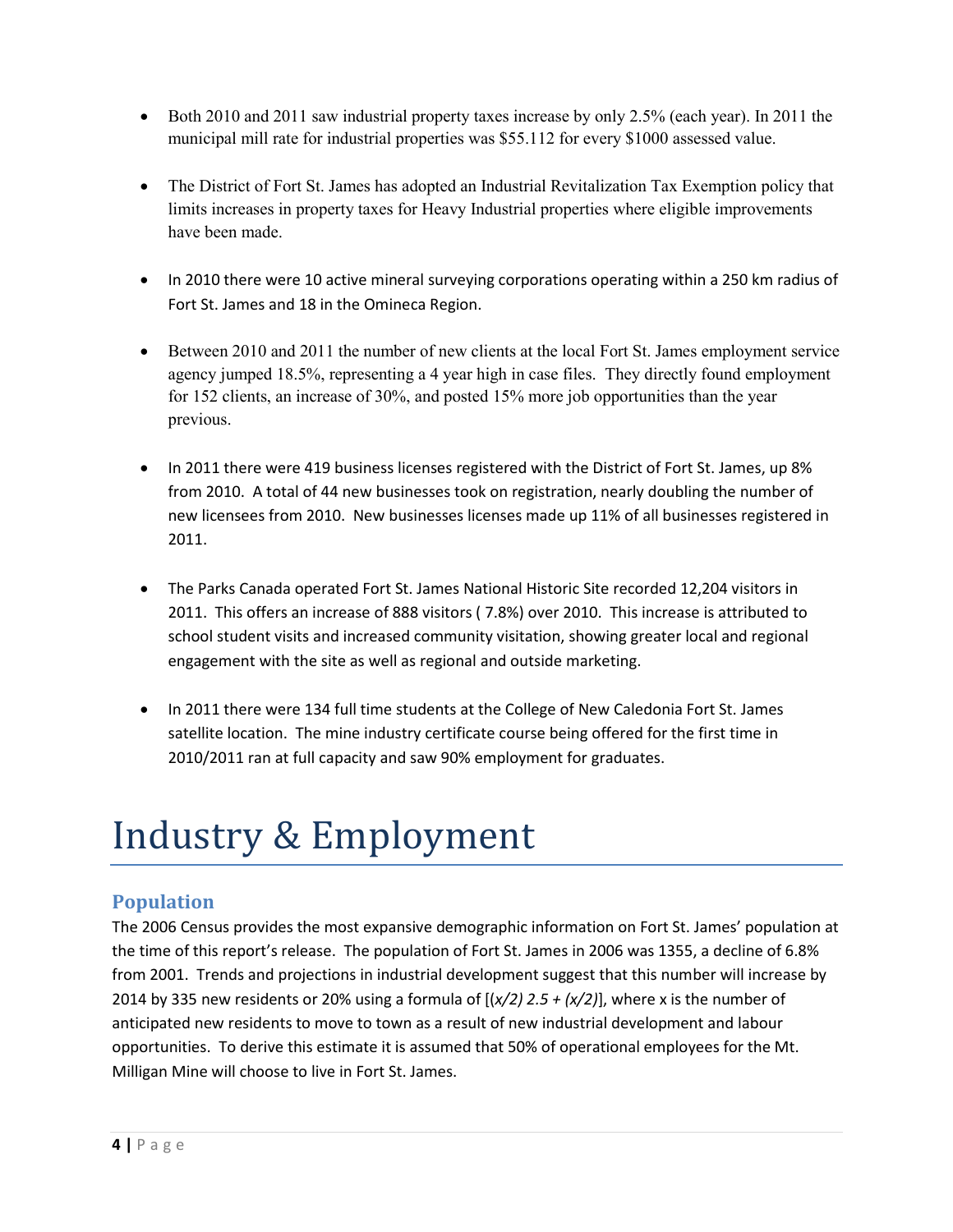- Both 2010 and 2011 saw industrial property taxes increase by only 2.5% (each year). In 2011 the municipal mill rate for industrial properties was $55.112 for every $1000 assessed value.

- The District of Fort St. James has adopted an Industrial Revitalization Tax Exemption policy that limits increases in property taxes for Heavy Industrial properties where eligible improvements have been made.

- In 2010 there were 10 active mineral surveying corporations operating within a 250 km radius of Fort St. James and 18 in the Omineca Region.

- Between 2010 and 2011 the number of new clients at the local Fort St. James employment service agency jumped 18.5%, representing a 4 year high in case files. They directly found employment for 152 clients, an increase of 30%, and posted 15% more job opportunities than the year previous.

- In 2011 there were 419 business licenses registered with the District of Fort St. James, up 8% from 2010. A total of 44 new businesses took on registration, nearly doubling the number of new licensees from 2010. New businesses licenses made up 11% of all businesses registered in 2011.

- The Parks Canada operated Fort St. James National Historic Site recorded 12,204 visitors in 2011. This offers an increase of 888 visitors ( 7.8%) over 2010. This increase is attributed to school student visits and increased community visitation, showing greater local and regional engagement with the site as well as regional and outside marketing.

- In 2011 there were 134 full time students at the College of New Caledonia Fort St. James satellite location. The mine industry certificate course being offered for the first time in 2010/2011 ran at full capacity and saw 90% employment for graduates.

# Industry & Employment

## Population

The 2006 Census provides the most expansive demographic information on Fort St. James' population at the time of this report's release. The population of Fort St. James in 2006 was 1355, a decline of 6.8% from 2001. Trends and projections in industrial development suggest that this number will increase by 2014 by 335 new residents or 20% using a formula of [$(x/2)\ 2.5 + (x/2)$], where x is the number of anticipated new residents to move to town as a result of new industrial development and labour opportunities. To derive this estimate it is assumed that 50% of operational employees for the Mt. Milligan Mine will choose to live in Fort St. James.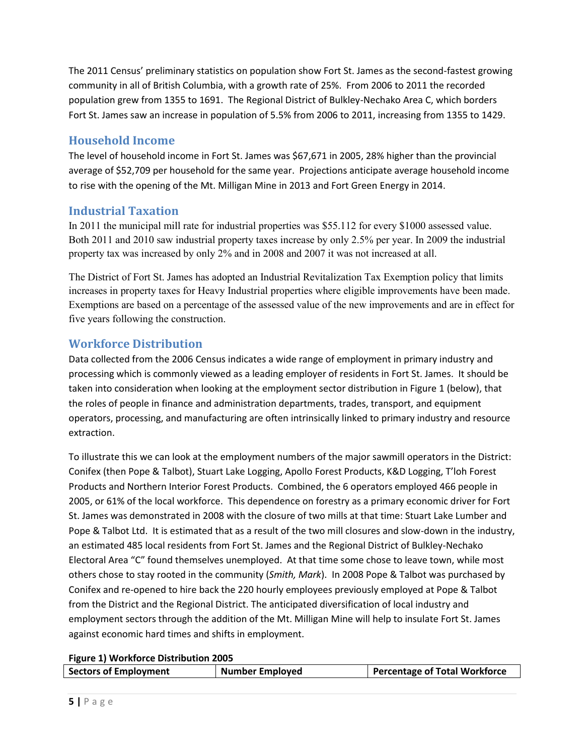The 2011 Census' preliminary statistics on population show Fort St. James as the second-fastest growing community in all of British Columbia, with a growth rate of 25%. From 2006 to 2011 the recorded population grew from 1355 to 1691. The Regional District of Bulkley-Nechako Area C, which borders Fort St. James saw an increase in population of 5.5% from 2006 to 2011, increasing from 1355 to 1429.

## Household Income

The level of household income in Fort St. James was $67,671 in 2005, 28% higher than the provincial average of $52,709 per household for the same year. Projections anticipate average household income to rise with the opening of the Mt. Milligan Mine in 2013 and Fort Green Energy in 2014.

## Industrial Taxation

In 2011 the municipal mill rate for industrial properties was $55.112 for every $1000 assessed value. Both 2011 and 2010 saw industrial property taxes increase by only 2.5% per year. In 2009 the industrial property tax was increased by only 2% and in 2008 and 2007 it was not increased at all.

The District of Fort St. James has adopted an Industrial Revitalization Tax Exemption policy that limits increases in property taxes for Heavy Industrial properties where eligible improvements have been made. Exemptions are based on a percentage of the assessed value of the new improvements and are in effect for five years following the construction.

## Workforce Distribution

Data collected from the 2006 Census indicates a wide range of employment in primary industry and processing which is commonly viewed as a leading employer of residents in Fort St. James. It should be taken into consideration when looking at the employment sector distribution in Figure 1 (below), that the roles of people in finance and administration departments, trades, transport, and equipment operators, processing, and manufacturing are often intrinsically linked to primary industry and resource extraction.

To illustrate this we can look at the employment numbers of the major sawmill operators in the District: Conifex (then Pope & Talbot), Stuart Lake Logging, Apollo Forest Products, K&D Logging, T'loh Forest Products and Northern Interior Forest Products. Combined, the 6 operators employed 466 people in 2005, or 61% of the local workforce. This dependence on forestry as a primary economic driver for Fort St. James was demonstrated in 2008 with the closure of two mills at that time: Stuart Lake Lumber and Pope & Talbot Ltd. It is estimated that as a result of the two mill closures and slow-down in the industry, an estimated 485 local residents from Fort St. James and the Regional District of Bulkley-Nechako Electoral Area "C" found themselves unemployed. At that time some chose to leave town, while most others chose to stay rooted in the community (*Smith, Mark*). In 2008 Pope & Talbot was purchased by Conifex and re-opened to hire back the 220 hourly employees previously employed at Pope & Talbot from the District and the Regional District. The anticipated diversification of local industry and employment sectors through the addition of the Mt. Milligan Mine will help to insulate Fort St. James against economic hard times and shifts in employment.

**Figure 1) Workforce Distribution 2005**

| Sectors of Employment | Number Employed | Percentage of Total Workforce |
| --- | --- | --- |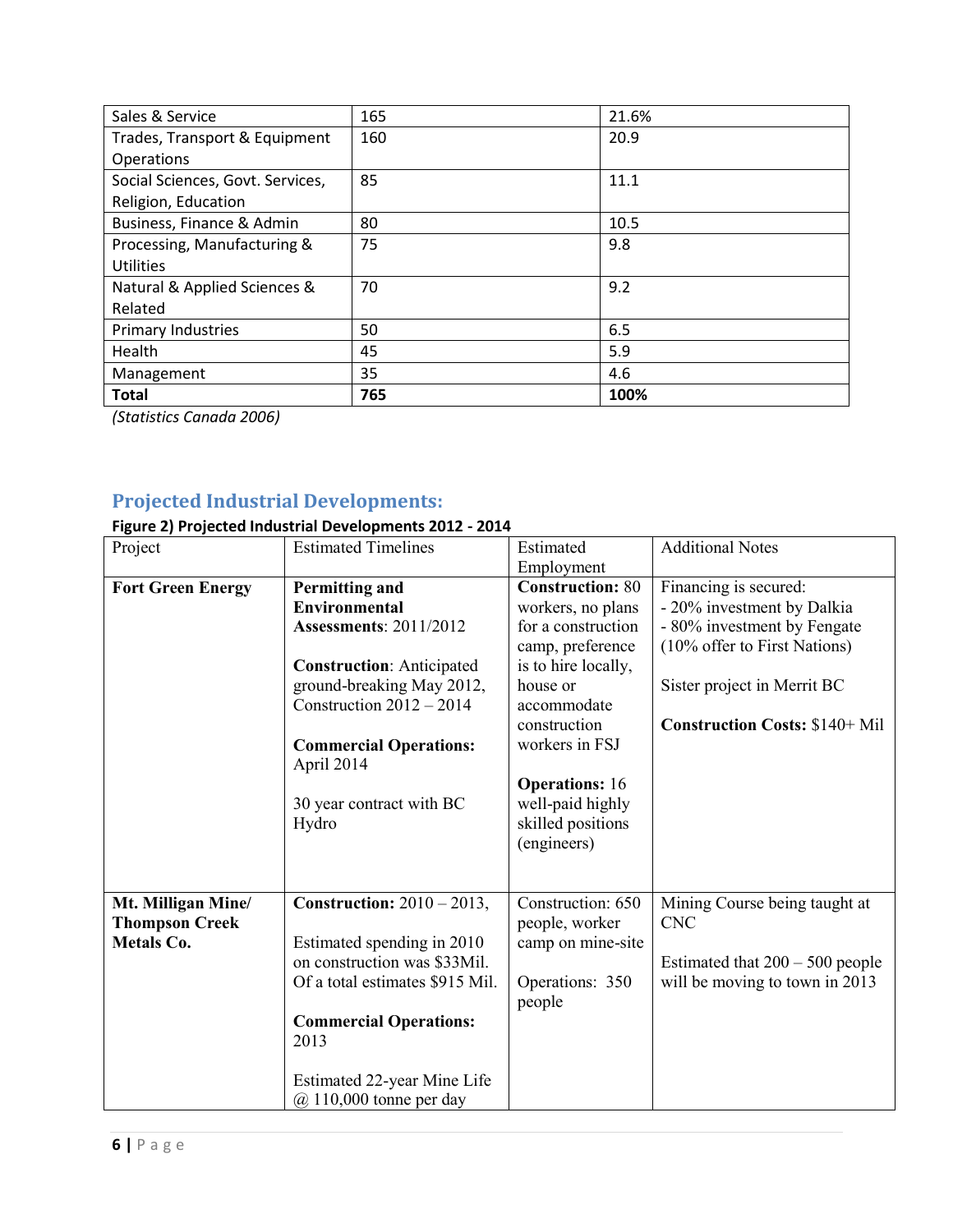| Sales & Service | 165 | 21.6% |
|---|---|---|
| Trades, Transport & Equipment Operations | 160 | 20.9 |
| Social Sciences, Govt. Services, Religion, Education | 85 | 11.1 |
| Business, Finance & Admin | 80 | 10.5 |
| Processing, Manufacturing & Utilities | 75 | 9.8 |
| Natural & Applied Sciences & Related | 70 | 9.2 |
| Primary Industries | 50 | 6.5 |
| Health | 45 | 5.9 |
| Management | 35 | 4.6 |
| **Total** | **765** | **100%** |

*(Statistics Canada 2006)*

## Projected Industrial Developments:

**Figure 2) Projected Industrial Developments 2012 - 2014**

| Project | Estimated Timelines | Estimated Employment | Additional Notes |
|---|---|---|---|
| **Fort Green Energy** | **Permitting and Environmental Assessments**: 2011/2012<br><br>**Construction**: Anticipated ground-breaking May 2012, Construction 2012 – 2014<br><br>**Commercial Operations:** April 2014<br><br>30 year contract with BC Hydro | **Construction:** 80 workers, no plans for a construction camp, preference is to hire locally, house or accommodate construction workers in FSJ<br><br>**Operations:** 16 well-paid highly skilled positions (engineers) | Financing is secured:<br>- 20% investment by Dalkia<br>- 80% investment by Fengate (10% offer to First Nations)<br><br>Sister project in Merrit BC<br><br>**Construction Costs:** $140+ Mil |
| **Mt. Milligan Mine/ Thompson Creek Metals Co.** | **Construction:** 2010 – 2013,<br><br>Estimated spending in 2010 on construction was $33Mil. Of a total estimates $915 Mil.<br><br>**Commercial Operations:** 2013<br><br>Estimated 22-year Mine Life @ 110,000 tonne per day | Construction: 650 people, worker camp on mine-site<br><br>Operations: 350 people | Mining Course being taught at CNC<br><br>Estimated that 200 – 500 people will be moving to town in 2013 |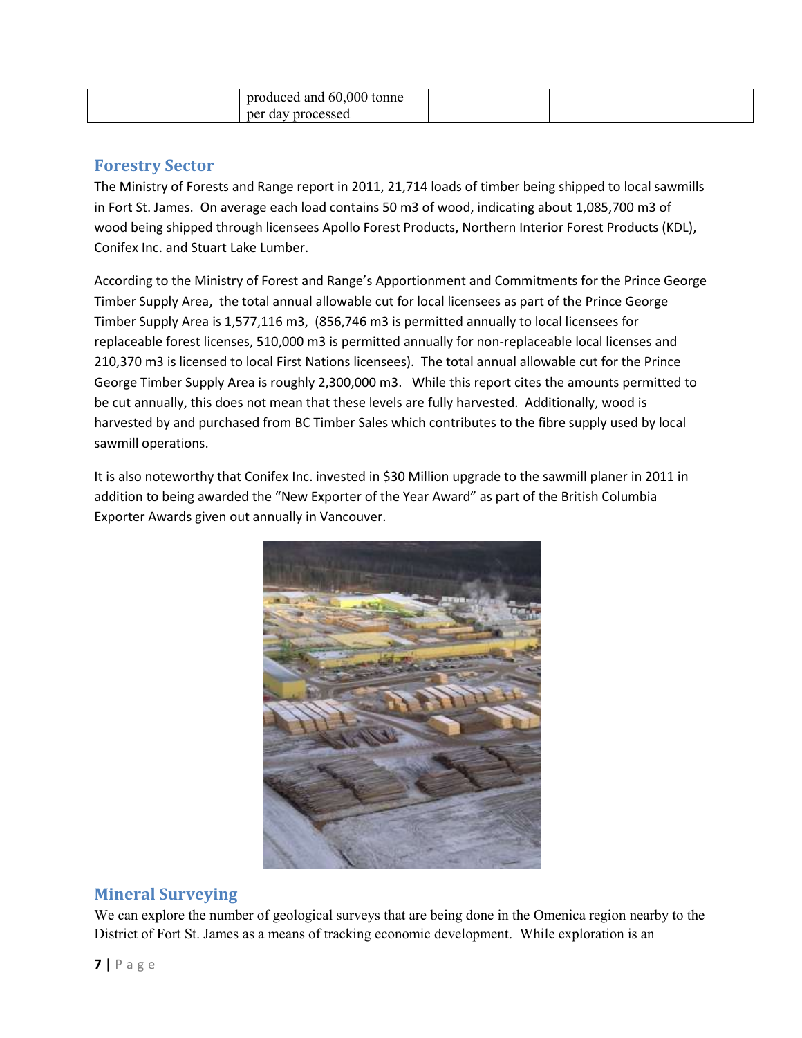|  | produced and 60,000 tonne per day processed |  |  |
| --- | --- | --- | --- |

## Forestry Sector

The Ministry of Forests and Range report in 2011, 21,714 loads of timber being shipped to local sawmills in Fort St. James. On average each load contains 50 m3 of wood, indicating about 1,085,700 m3 of wood being shipped through licensees Apollo Forest Products, Northern Interior Forest Products (KDL), Conifex Inc. and Stuart Lake Lumber.

According to the Ministry of Forest and Range's Apportionment and Commitments for the Prince George Timber Supply Area, the total annual allowable cut for local licensees as part of the Prince George Timber Supply Area is 1,577,116 m3, (856,746 m3 is permitted annually to local licensees for replaceable forest licenses, 510,000 m3 is permitted annually for non-replaceable local licenses and 210,370 m3 is licensed to local First Nations licensees). The total annual allowable cut for the Prince George Timber Supply Area is roughly 2,300,000 m3. While this report cites the amounts permitted to be cut annually, this does not mean that these levels are fully harvested. Additionally, wood is harvested by and purchased from BC Timber Sales which contributes to the fibre supply used by local sawmill operations.

It is also noteworthy that Conifex Inc. invested in $30 Million upgrade to the sawmill planer in 2011 in addition to being awarded the "New Exporter of the Year Award" as part of the British Columbia Exporter Awards given out annually in Vancouver.

## Mineral Surveying

We can explore the number of geological surveys that are being done in the Omenica region nearby to the District of Fort St. James as a means of tracking economic development. While exploration is an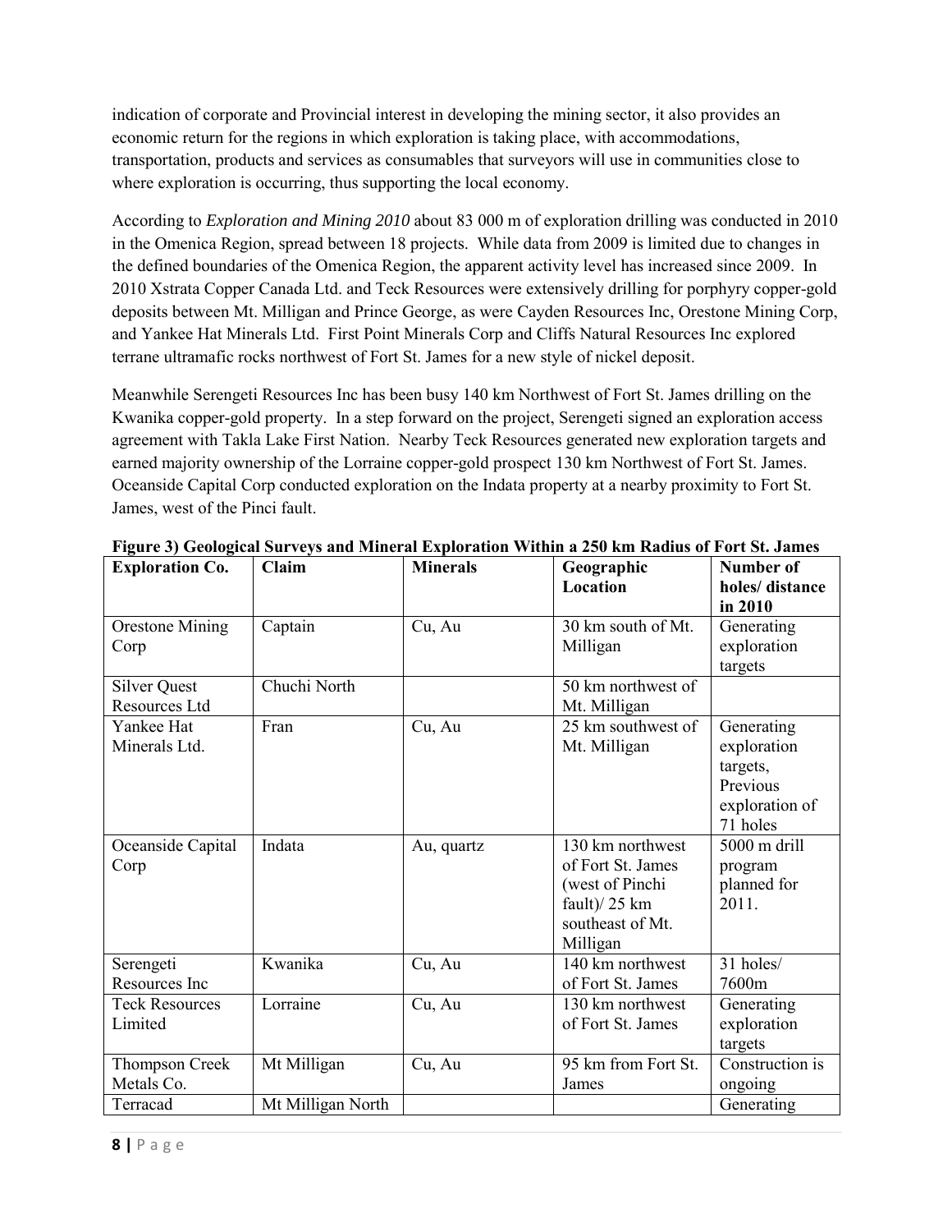indication of corporate and Provincial interest in developing the mining sector, it also provides an economic return for the regions in which exploration is taking place, with accommodations, transportation, products and services as consumables that surveyors will use in communities close to where exploration is occurring, thus supporting the local economy.

According to *Exploration and Mining 2010* about 83 000 m of exploration drilling was conducted in 2010 in the Omenica Region, spread between 18 projects. While data from 2009 is limited due to changes in the defined boundaries of the Omenica Region, the apparent activity level has increased since 2009. In 2010 Xstrata Copper Canada Ltd. and Teck Resources were extensively drilling for porphyry copper-gold deposits between Mt. Milligan and Prince George, as were Cayden Resources Inc, Orestone Mining Corp, and Yankee Hat Minerals Ltd. First Point Minerals Corp and Cliffs Natural Resources Inc explored terrane ultramafic rocks northwest of Fort St. James for a new style of nickel deposit.

Meanwhile Serengeti Resources Inc has been busy 140 km Northwest of Fort St. James drilling on the Kwanika copper-gold property. In a step forward on the project, Serengeti signed an exploration access agreement with Takla Lake First Nation. Nearby Teck Resources generated new exploration targets and earned majority ownership of the Lorraine copper-gold prospect 130 km Northwest of Fort St. James. Oceanside Capital Corp conducted exploration on the Indata property at a nearby proximity to Fort St. James, west of the Pinci fault.

**Figure 3) Geological Surveys and Mineral Exploration Within a 250 km Radius of Fort St. James**

| Exploration Co. | Claim | Minerals | Geographic Location | Number of holes/ distance in 2010 |
|---|---|---|---|---|
| Orestone Mining Corp | Captain | Cu, Au | 30 km south of Mt. Milligan | Generating exploration targets |
| Silver Quest Resources Ltd | Chuchi North | | 50 km northwest of Mt. Milligan | |
| Yankee Hat Minerals Ltd. | Fran | Cu, Au | 25 km southwest of Mt. Milligan | Generating exploration targets, Previous exploration of 71 holes |
| Oceanside Capital Corp | Indata | Au, quartz | 130 km northwest of Fort St. James (west of Pinchi fault)/ 25 km southeast of Mt. Milligan | 5000 m drill program planned for 2011. |
| Serengeti Resources Inc | Kwanika | Cu, Au | 140 km northwest of Fort St. James | 31 holes/ 7600m |
| Teck Resources Limited | Lorraine | Cu, Au | 130 km northwest of Fort St. James | Generating exploration targets |
| Thompson Creek Metals Co. | Mt Milligan | Cu, Au | 95 km from Fort St. James | Construction is ongoing |
| Terracad | Mt Milligan North | | | Generating |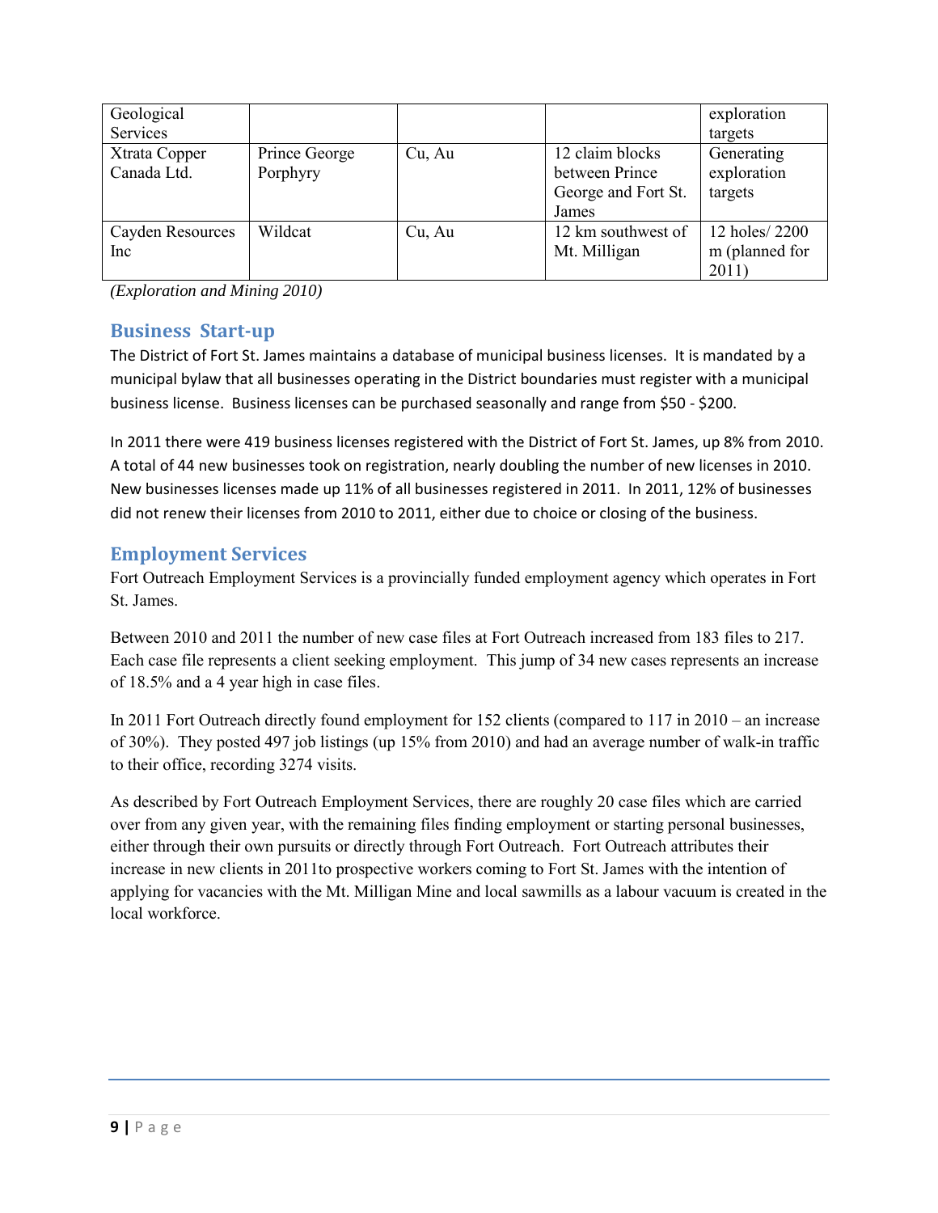| Geological Services | | | | exploration targets |
|---|---|---|---|---|
| Xtrata Copper Canada Ltd. | Prince George Porphyry | Cu, Au | 12 claim blocks between Prince George and Fort St. James | Generating exploration targets |
| Cayden Resources Inc | Wildcat | Cu, Au | 12 km southwest of Mt. Milligan | 12 holes/ 2200 m (planned for 2011) |

*(Exploration and Mining 2010)*

## Business Start-up

The District of Fort St. James maintains a database of municipal business licenses. It is mandated by a municipal bylaw that all businesses operating in the District boundaries must register with a municipal business license. Business licenses can be purchased seasonally and range from $50 - $200.

In 2011 there were 419 business licenses registered with the District of Fort St. James, up 8% from 2010. A total of 44 new businesses took on registration, nearly doubling the number of new licenses in 2010. New businesses licenses made up 11% of all businesses registered in 2011. In 2011, 12% of businesses did not renew their licenses from 2010 to 2011, either due to choice or closing of the business.

## Employment Services

Fort Outreach Employment Services is a provincially funded employment agency which operates in Fort St. James.

Between 2010 and 2011 the number of new case files at Fort Outreach increased from 183 files to 217. Each case file represents a client seeking employment. This jump of 34 new cases represents an increase of 18.5% and a 4 year high in case files.

In 2011 Fort Outreach directly found employment for 152 clients (compared to 117 in 2010 – an increase of 30%). They posted 497 job listings (up 15% from 2010) and had an average number of walk-in traffic to their office, recording 3274 visits.

As described by Fort Outreach Employment Services, there are roughly 20 case files which are carried over from any given year, with the remaining files finding employment or starting personal businesses, either through their own pursuits or directly through Fort Outreach. Fort Outreach attributes their increase in new clients in 2011to prospective workers coming to Fort St. James with the intention of applying for vacancies with the Mt. Milligan Mine and local sawmills as a labour vacuum is created in the local workforce.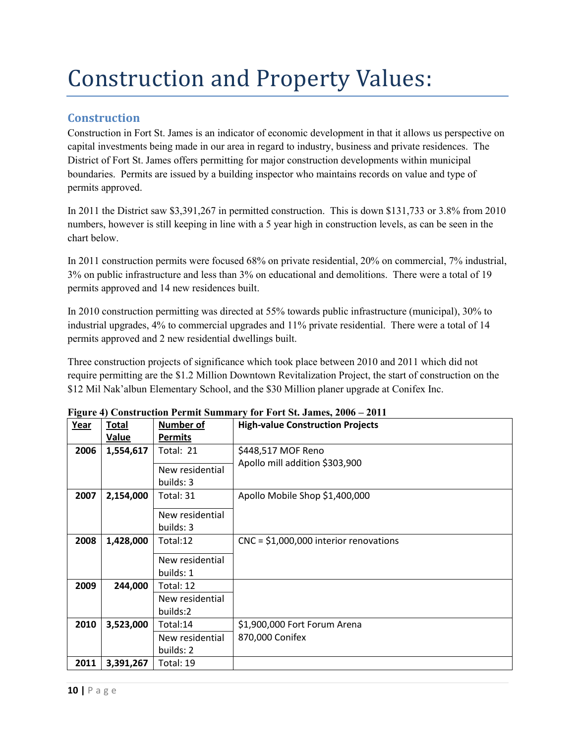# Construction and Property Values:

## Construction

Construction in Fort St. James is an indicator of economic development in that it allows us perspective on capital investments being made in our area in regard to industry, business and private residences. The District of Fort St. James offers permitting for major construction developments within municipal boundaries. Permits are issued by a building inspector who maintains records on value and type of permits approved.

In 2011 the District saw $3,391,267 in permitted construction. This is down $131,733 or 3.8% from 2010 numbers, however is still keeping in line with a 5 year high in construction levels, as can be seen in the chart below.

In 2011 construction permits were focused 68% on private residential, 20% on commercial, 7% industrial, 3% on public infrastructure and less than 3% on educational and demolitions. There were a total of 19 permits approved and 14 new residences built.

In 2010 construction permitting was directed at 55% towards public infrastructure (municipal), 30% to industrial upgrades, 4% to commercial upgrades and 11% private residential. There were a total of 14 permits approved and 2 new residential dwellings built.

Three construction projects of significance which took place between 2010 and 2011 which did not require permitting are the $1.2 Million Downtown Revitalization Project, the start of construction on the $12 Mil Nak'albun Elementary School, and the $30 Million planer upgrade at Conifex Inc.

**Figure 4) Construction Permit Summary for Fort St. James, 2006 – 2011**

| Year | Total Value | Number of Permits | High-value Construction Projects |
|---|---|---|---|
| **2006** | **1,554,617** | Total: 21 | $448,517 MOF Reno<br>Apollo mill addition $303,900 |
| | | New residential builds: 3 | |
| **2007** | **2,154,000** | Total: 31 | Apollo Mobile Shop $1,400,000 |
| | | New residential builds: 3 | |
| **2008** | **1,428,000** | Total:12 | CNC = $1,000,000 interior renovations |
| | | New residential builds: 1 | |
| **2009** | **244,000** | Total: 12 | |
| | | New residential builds:2 | |
| **2010** | **3,523,000** | Total:14 | $1,900,000 Fort Forum Arena<br>870,000 Conifex |
| | | New residential builds: 2 | |
| **2011** | **3,391,267** | Total: 19 | |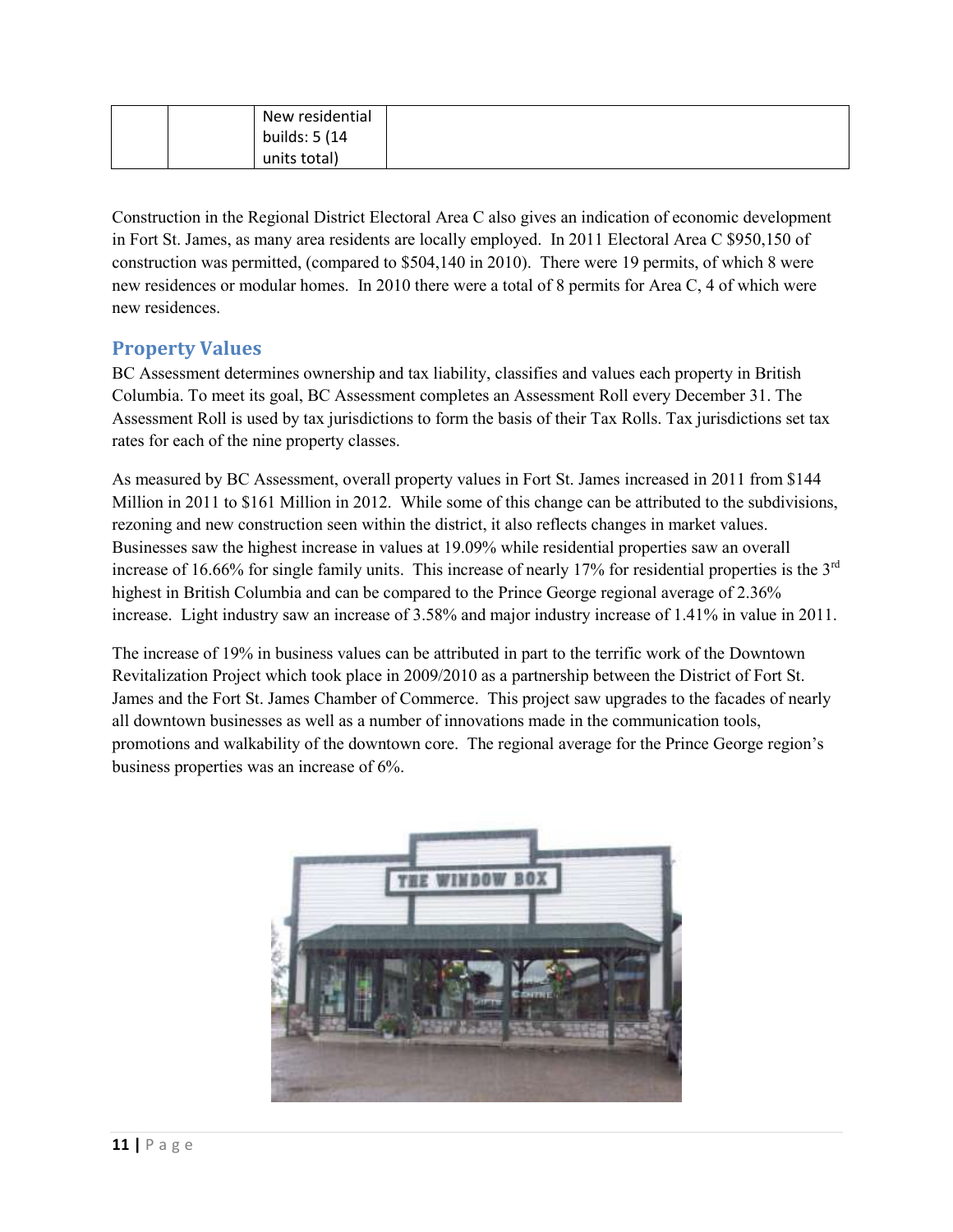| | | New residential builds: 5 (14 units total) | |
|---|---|---|---|

Construction in the Regional District Electoral Area C also gives an indication of economic development in Fort St. James, as many area residents are locally employed. In 2011 Electoral Area C $950,150 of construction was permitted, (compared to $504,140 in 2010). There were 19 permits, of which 8 were new residences or modular homes. In 2010 there were a total of 8 permits for Area C, 4 of which were new residences.

## Property Values

BC Assessment determines ownership and tax liability, classifies and values each property in British Columbia. To meet its goal, BC Assessment completes an Assessment Roll every December 31. The Assessment Roll is used by tax jurisdictions to form the basis of their Tax Rolls. Tax jurisdictions set tax rates for each of the nine property classes.

As measured by BC Assessment, overall property values in Fort St. James increased in 2011 from $144 Million in 2011 to $161 Million in 2012. While some of this change can be attributed to the subdivisions, rezoning and new construction seen within the district, it also reflects changes in market values. Businesses saw the highest increase in values at 19.09% while residential properties saw an overall increase of 16.66% for single family units. This increase of nearly 17% for residential properties is the 3rd highest in British Columbia and can be compared to the Prince George regional average of 2.36% increase. Light industry saw an increase of 3.58% and major industry increase of 1.41% in value in 2011.

The increase of 19% in business values can be attributed in part to the terrific work of the Downtown Revitalization Project which took place in 2009/2010 as a partnership between the District of Fort St. James and the Fort St. James Chamber of Commerce. This project saw upgrades to the facades of nearly all downtown businesses as well as a number of innovations made in the communication tools, promotions and walkability of the downtown core. The regional average for the Prince George region's business properties was an increase of 6%.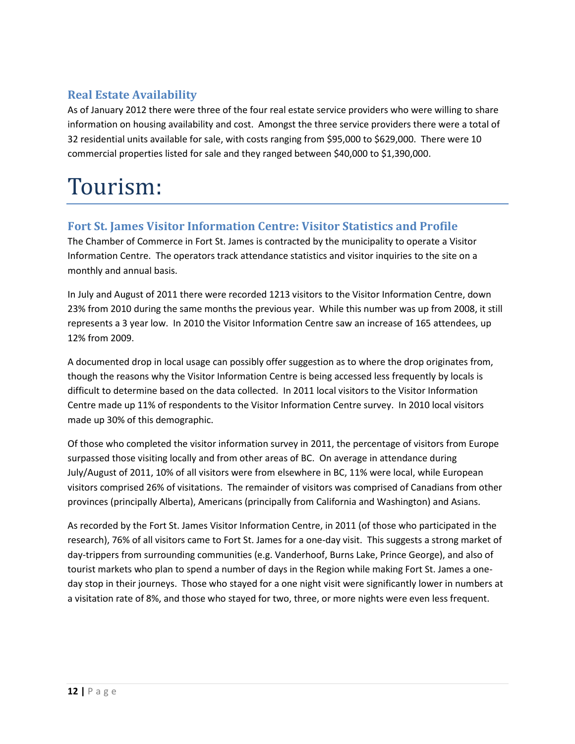## Real Estate Availability

As of January 2012 there were three of the four real estate service providers who were willing to share information on housing availability and cost. Amongst the three service providers there were a total of 32 residential units available for sale, with costs ranging from $95,000 to $629,000. There were 10 commercial properties listed for sale and they ranged between $40,000 to $1,390,000.

# Tourism:

## Fort St. James Visitor Information Centre: Visitor Statistics and Profile

The Chamber of Commerce in Fort St. James is contracted by the municipality to operate a Visitor Information Centre. The operators track attendance statistics and visitor inquiries to the site on a monthly and annual basis.

In July and August of 2011 there were recorded 1213 visitors to the Visitor Information Centre, down 23% from 2010 during the same months the previous year. While this number was up from 2008, it still represents a 3 year low. In 2010 the Visitor Information Centre saw an increase of 165 attendees, up 12% from 2009.

A documented drop in local usage can possibly offer suggestion as to where the drop originates from, though the reasons why the Visitor Information Centre is being accessed less frequently by locals is difficult to determine based on the data collected. In 2011 local visitors to the Visitor Information Centre made up 11% of respondents to the Visitor Information Centre survey. In 2010 local visitors made up 30% of this demographic.

Of those who completed the visitor information survey in 2011, the percentage of visitors from Europe surpassed those visiting locally and from other areas of BC. On average in attendance during July/August of 2011, 10% of all visitors were from elsewhere in BC, 11% were local, while European visitors comprised 26% of visitations. The remainder of visitors was comprised of Canadians from other provinces (principally Alberta), Americans (principally from California and Washington) and Asians.

As recorded by the Fort St. James Visitor Information Centre, in 2011 (of those who participated in the research), 76% of all visitors came to Fort St. James for a one-day visit. This suggests a strong market of day-trippers from surrounding communities (e.g. Vanderhoof, Burns Lake, Prince George), and also of tourist markets who plan to spend a number of days in the Region while making Fort St. James a one-day stop in their journeys. Those who stayed for a one night visit were significantly lower in numbers at a visitation rate of 8%, and those who stayed for two, three, or more nights were even less frequent.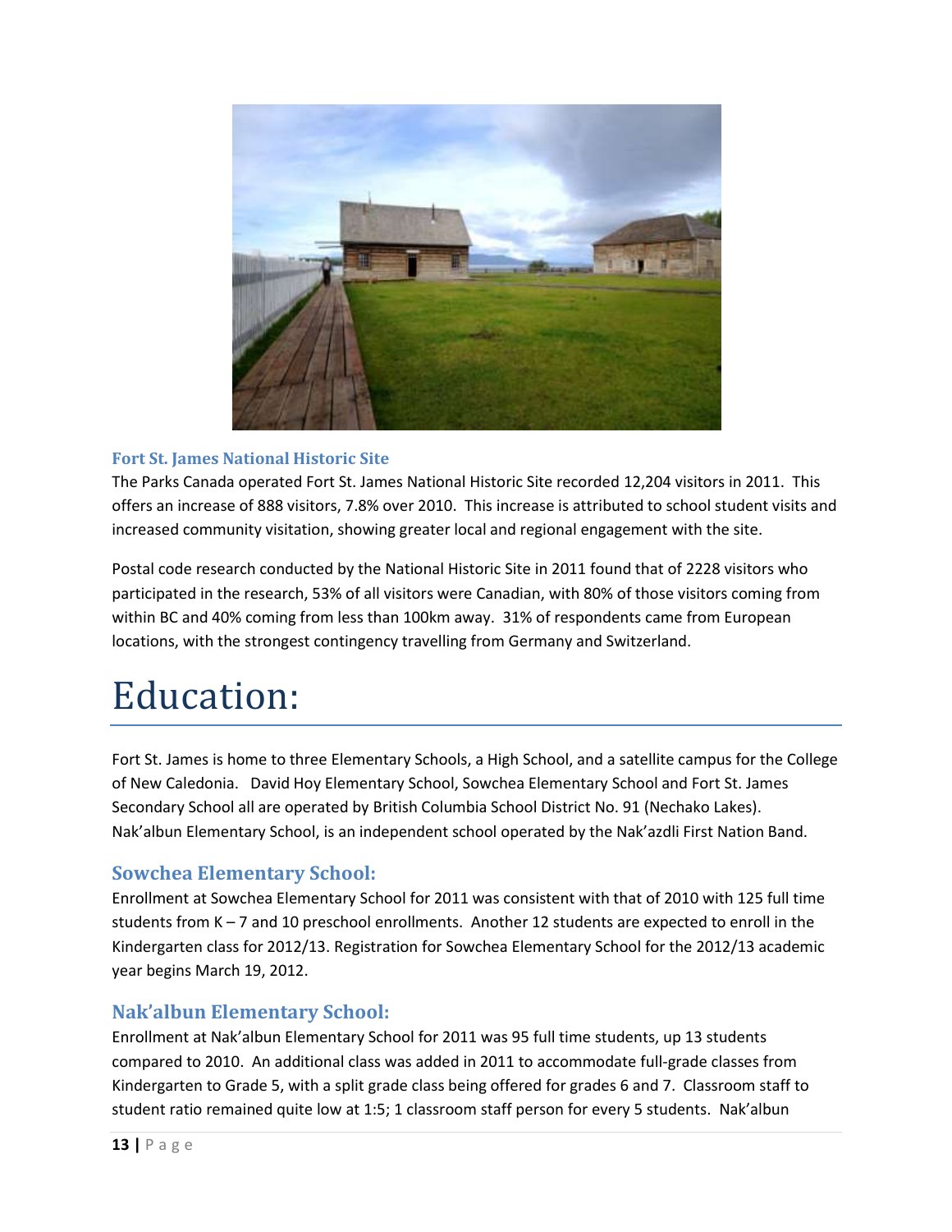### Fort St. James National Historic Site

The Parks Canada operated Fort St. James National Historic Site recorded 12,204 visitors in 2011. This offers an increase of 888 visitors, 7.8% over 2010. This increase is attributed to school student visits and increased community visitation, showing greater local and regional engagement with the site.

Postal code research conducted by the National Historic Site in 2011 found that of 2228 visitors who participated in the research, 53% of all visitors were Canadian, with 80% of those visitors coming from within BC and 40% coming from less than 100km away. 31% of respondents came from European locations, with the strongest contingency travelling from Germany and Switzerland.

# Education:

Fort St. James is home to three Elementary Schools, a High School, and a satellite campus for the College of New Caledonia. David Hoy Elementary School, Sowchea Elementary School and Fort St. James Secondary School all are operated by British Columbia School District No. 91 (Nechako Lakes). Nak'albun Elementary School, is an independent school operated by the Nak'azdli First Nation Band.

## Sowchea Elementary School:

Enrollment at Sowchea Elementary School for 2011 was consistent with that of 2010 with 125 full time students from K – 7 and 10 preschool enrollments. Another 12 students are expected to enroll in the Kindergarten class for 2012/13. Registration for Sowchea Elementary School for the 2012/13 academic year begins March 19, 2012.

## Nak'albun Elementary School:

Enrollment at Nak'albun Elementary School for 2011 was 95 full time students, up 13 students compared to 2010. An additional class was added in 2011 to accommodate full-grade classes from Kindergarten to Grade 5, with a split grade class being offered for grades 6 and 7. Classroom staff to student ratio remained quite low at 1:5; 1 classroom staff person for every 5 students. Nak'albun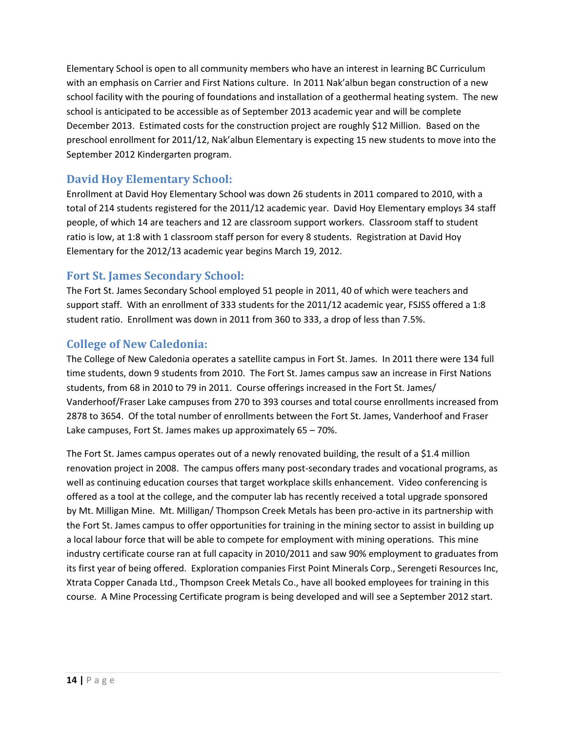Elementary School is open to all community members who have an interest in learning BC Curriculum with an emphasis on Carrier and First Nations culture. In 2011 Nak'albun began construction of a new school facility with the pouring of foundations and installation of a geothermal heating system. The new school is anticipated to be accessible as of September 2013 academic year and will be complete December 2013. Estimated costs for the construction project are roughly $12 Million. Based on the preschool enrollment for 2011/12, Nak'albun Elementary is expecting 15 new students to move into the September 2012 Kindergarten program.

## David Hoy Elementary School:

Enrollment at David Hoy Elementary School was down 26 students in 2011 compared to 2010, with a total of 214 students registered for the 2011/12 academic year. David Hoy Elementary employs 34 staff people, of which 14 are teachers and 12 are classroom support workers. Classroom staff to student ratio is low, at 1:8 with 1 classroom staff person for every 8 students. Registration at David Hoy Elementary for the 2012/13 academic year begins March 19, 2012.

## Fort St. James Secondary School:

The Fort St. James Secondary School employed 51 people in 2011, 40 of which were teachers and support staff. With an enrollment of 333 students for the 2011/12 academic year, FSJSS offered a 1:8 student ratio. Enrollment was down in 2011 from 360 to 333, a drop of less than 7.5%.

## College of New Caledonia:

The College of New Caledonia operates a satellite campus in Fort St. James. In 2011 there were 134 full time students, down 9 students from 2010. The Fort St. James campus saw an increase in First Nations students, from 68 in 2010 to 79 in 2011. Course offerings increased in the Fort St. James/ Vanderhoof/Fraser Lake campuses from 270 to 393 courses and total course enrollments increased from 2878 to 3654. Of the total number of enrollments between the Fort St. James, Vanderhoof and Fraser Lake campuses, Fort St. James makes up approximately 65 – 70%.

The Fort St. James campus operates out of a newly renovated building, the result of a $1.4 million renovation project in 2008. The campus offers many post-secondary trades and vocational programs, as well as continuing education courses that target workplace skills enhancement. Video conferencing is offered as a tool at the college, and the computer lab has recently received a total upgrade sponsored by Mt. Milligan Mine. Mt. Milligan/ Thompson Creek Metals has been pro-active in its partnership with the Fort St. James campus to offer opportunities for training in the mining sector to assist in building up a local labour force that will be able to compete for employment with mining operations. This mine industry certificate course ran at full capacity in 2010/2011 and saw 90% employment to graduates from its first year of being offered. Exploration companies First Point Minerals Corp., Serengeti Resources Inc, Xtrata Copper Canada Ltd., Thompson Creek Metals Co., have all booked employees for training in this course. A Mine Processing Certificate program is being developed and will see a September 2012 start.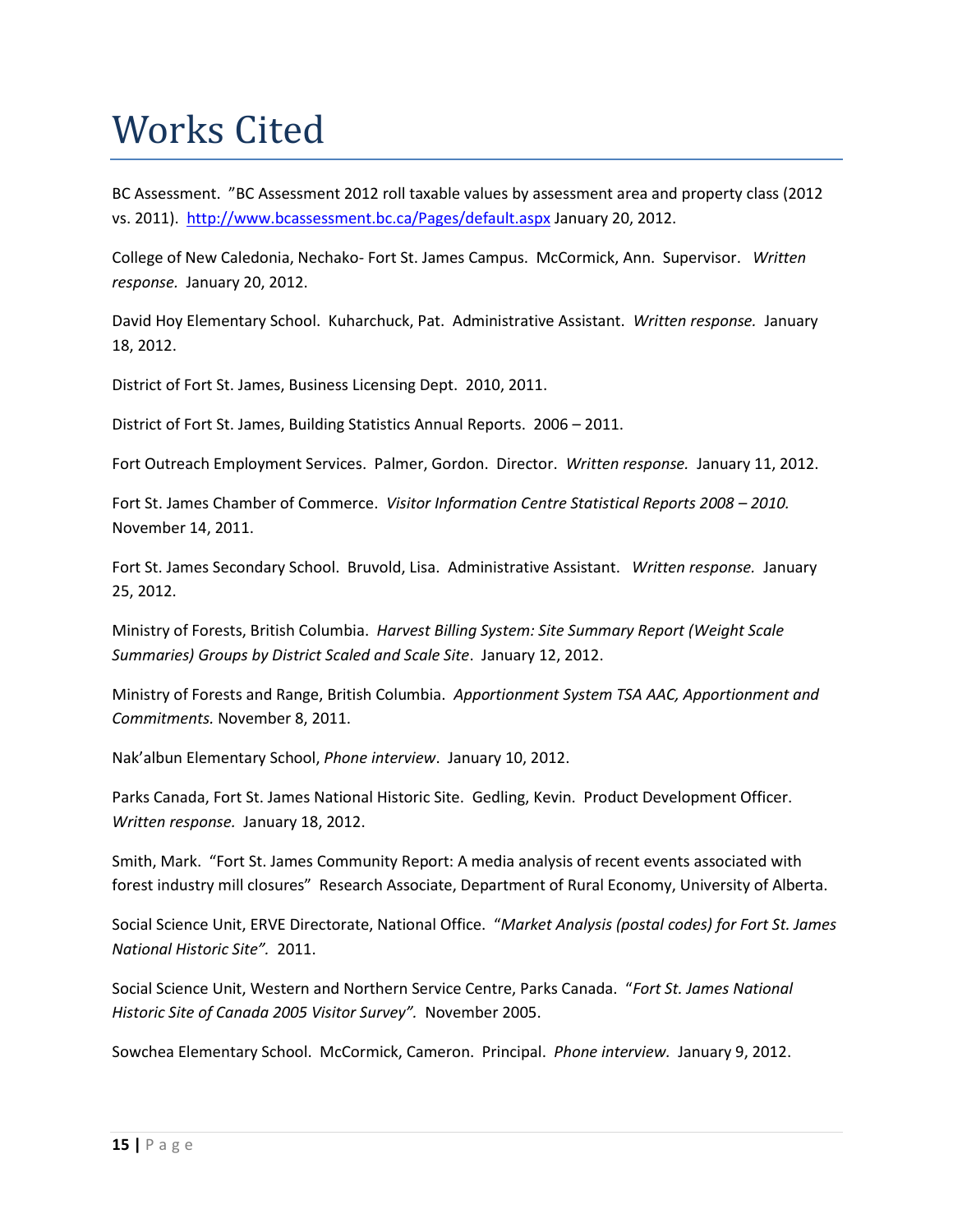# Works Cited

BC Assessment. "BC Assessment 2012 roll taxable values by assessment area and property class (2012 vs. 2011). [http://www.bcassessment.bc.ca/Pages/default.aspx](http://www.bcassessment.bc.ca/Pages/default.aspx) January 20, 2012.

College of New Caledonia, Nechako- Fort St. James Campus. McCormick, Ann. Supervisor. *Written response.* January 20, 2012.

David Hoy Elementary School. Kuharchuck, Pat. Administrative Assistant. *Written response.* January 18, 2012.

District of Fort St. James, Business Licensing Dept. 2010, 2011.

District of Fort St. James, Building Statistics Annual Reports. 2006 – 2011.

Fort Outreach Employment Services. Palmer, Gordon. Director. *Written response.* January 11, 2012.

Fort St. James Chamber of Commerce. *Visitor Information Centre Statistical Reports 2008 – 2010.* November 14, 2011.

Fort St. James Secondary School. Bruvold, Lisa. Administrative Assistant. *Written response.* January 25, 2012.

Ministry of Forests, British Columbia. *Harvest Billing System: Site Summary Report (Weight Scale Summaries) Groups by District Scaled and Scale Site*. January 12, 2012.

Ministry of Forests and Range, British Columbia. *Apportionment System TSA AAC, Apportionment and Commitments.* November 8, 2011.

Nak'albun Elementary School, *Phone interview*. January 10, 2012.

Parks Canada, Fort St. James National Historic Site. Gedling, Kevin. Product Development Officer. *Written response.* January 18, 2012.

Smith, Mark. "Fort St. James Community Report: A media analysis of recent events associated with forest industry mill closures" Research Associate, Department of Rural Economy, University of Alberta.

Social Science Unit, ERVE Directorate, National Office. "*Market Analysis (postal codes) for Fort St. James National Historic Site".* 2011.

Social Science Unit, Western and Northern Service Centre, Parks Canada. "*Fort St. James National Historic Site of Canada 2005 Visitor Survey".* November 2005.

Sowchea Elementary School. McCormick, Cameron. Principal. *Phone interview.* January 9, 2012.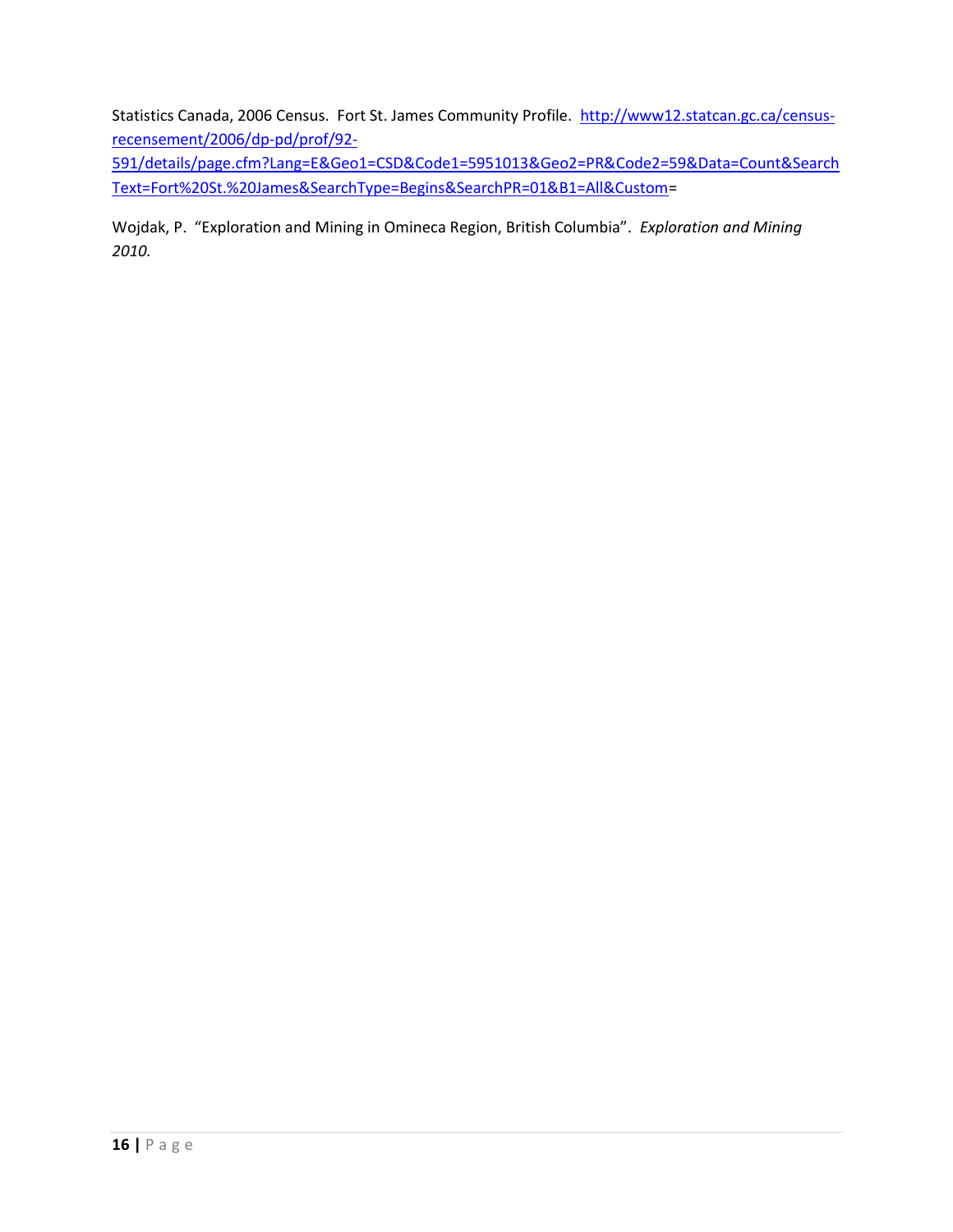Statistics Canada, 2006 Census. Fort St. James Community Profile. http://www12.statcan.gc.ca/census-recensement/2006/dp-pd/prof/92-591/details/page.cfm?Lang=E&Geo1=CSD&Code1=5951013&Geo2=PR&Code2=59&Data=Count&SearchText=Fort%20St.%20James&SearchType=Begins&SearchPR=01&B1=All&Custom=

Wojdak, P. "Exploration and Mining in Omineca Region, British Columbia". *Exploration and Mining 2010.*